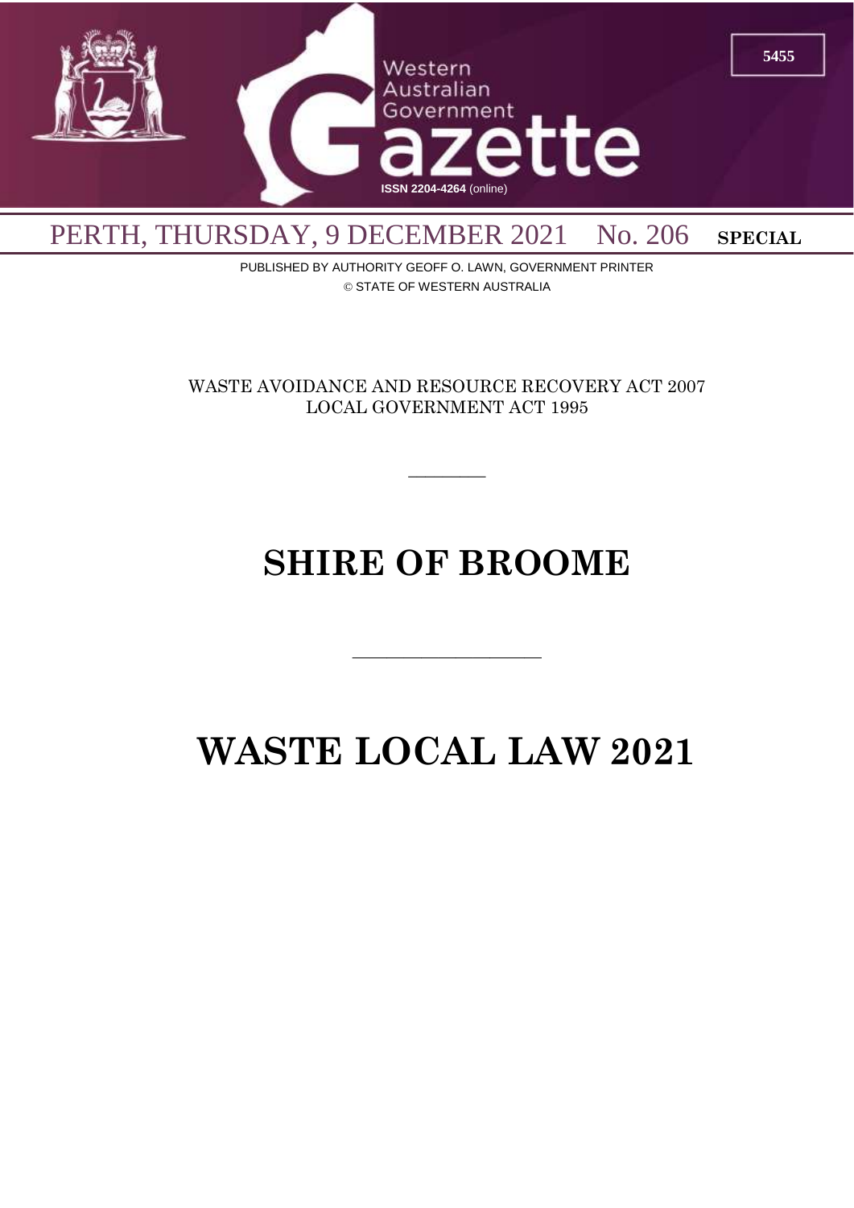# Western Australian Government Gazette

ISSN 2204-4264 (online)

PERTH, THURSDAY, 9 DECEMBER 2021 No. 206 **SPECIAL**

PUBLISHED BY AUTHORITY GEOFF O. LAWN, GOVERNMENT PRINTER

© STATE OF WESTERN AUSTRALIA

WASTE AVOIDANCE AND RESOURCE RECOVERY ACT 2007

LOCAL GOVERNMENT ACT 1995

———

# SHIRE OF BROOME

———

# WASTE LOCAL LAW 2021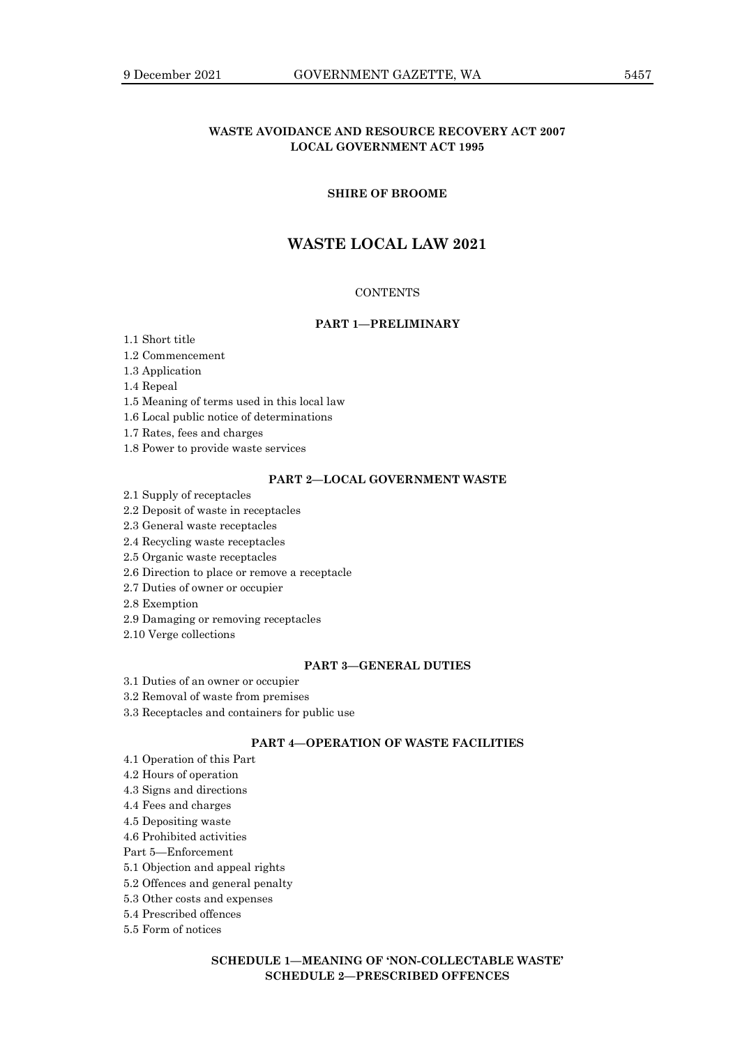**WASTE AVOIDANCE AND RESOURCE RECOVERY ACT 2007**
**LOCAL GOVERNMENT ACT 1995**

**SHIRE OF BROOME**

# WASTE LOCAL LAW 2021

CONTENTS

## PART 1—PRELIMINARY

1.1 Short title
1.2 Commencement
1.3 Application
1.4 Repeal
1.5 Meaning of terms used in this local law
1.6 Local public notice of determinations
1.7 Rates, fees and charges
1.8 Power to provide waste services

## PART 2—LOCAL GOVERNMENT WASTE

2.1 Supply of receptacles
2.2 Deposit of waste in receptacles
2.3 General waste receptacles
2.4 Recycling waste receptacles
2.5 Organic waste receptacles
2.6 Direction to place or remove a receptacle
2.7 Duties of owner or occupier
2.8 Exemption
2.9 Damaging or removing receptacles
2.10 Verge collections

## PART 3—GENERAL DUTIES

3.1 Duties of an owner or occupier
3.2 Removal of waste from premises
3.3 Receptacles and containers for public use

## PART 4—OPERATION OF WASTE FACILITIES

4.1 Operation of this Part
4.2 Hours of operation
4.3 Signs and directions
4.4 Fees and charges
4.5 Depositing waste
4.6 Prohibited activities
Part 5—Enforcement
5.1 Objection and appeal rights
5.2 Offences and general penalty
5.3 Other costs and expenses
5.4 Prescribed offences
5.5 Form of notices

**SCHEDULE 1—MEANING OF 'NON-COLLECTABLE WASTE'**
**SCHEDULE 2—PRESCRIBED OFFENCES**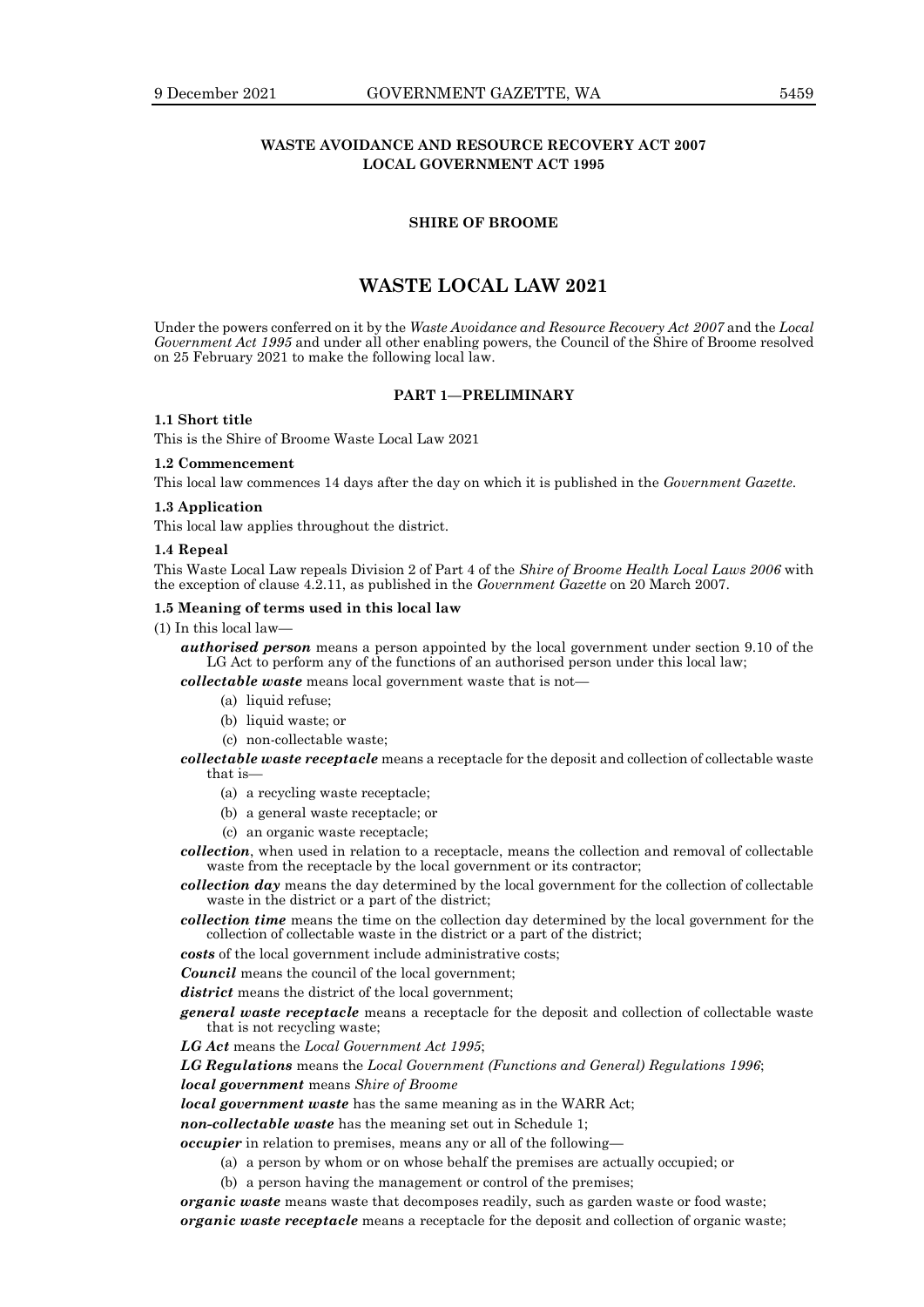**WASTE AVOIDANCE AND RESOURCE RECOVERY ACT 2007**
**LOCAL GOVERNMENT ACT 1995**

**SHIRE OF BROOME**

# WASTE LOCAL LAW 2021

Under the powers conferred on it by the *Waste Avoidance and Resource Recovery Act 2007* and the *Local Government Act 1995* and under all other enabling powers, the Council of the Shire of Broome resolved on 25 February 2021 to make the following local law.

## PART 1—PRELIMINARY

### 1.1 Short title

This is the Shire of Broome Waste Local Law 2021

### 1.2 Commencement

This local law commences 14 days after the day on which it is published in the *Government Gazette*.

### 1.3 Application

This local law applies throughout the district.

### 1.4 Repeal

This Waste Local Law repeals Division 2 of Part 4 of the *Shire of Broome Health Local Laws 2006* with the exception of clause 4.2.11, as published in the *Government Gazette* on 20 March 2007.

### 1.5 Meaning of terms used in this local law

(1) In this local law—

***authorised person*** means a person appointed by the local government under section 9.10 of the LG Act to perform any of the functions of an authorised person under this local law;

***collectable waste*** means local government waste that is not—

- (a) liquid refuse;
- (b) liquid waste; or
- (c) non-collectable waste;

***collectable waste receptacle*** means a receptacle for the deposit and collection of collectable waste that is—

- (a) a recycling waste receptacle;
- (b) a general waste receptacle; or
- (c) an organic waste receptacle;

***collection***, when used in relation to a receptacle, means the collection and removal of collectable waste from the receptacle by the local government or its contractor;

***collection day*** means the day determined by the local government for the collection of collectable waste in the district or a part of the district;

***collection time*** means the time on the collection day determined by the local government for the collection of collectable waste in the district or a part of the district;

***costs*** of the local government include administrative costs;

***Council*** means the council of the local government;

***district*** means the district of the local government;

***general waste receptacle*** means a receptacle for the deposit and collection of collectable waste that is not recycling waste;

***LG Act*** means the *Local Government Act 1995*;

***LG Regulations*** means the *Local Government (Functions and General) Regulations 1996*;

***local government*** means *Shire of Broome*

***local government waste*** has the same meaning as in the WARR Act;

***non-collectable waste*** has the meaning set out in Schedule 1;

***occupier*** in relation to premises, means any or all of the following—

- (a) a person by whom or on whose behalf the premises are actually occupied; or
- (b) a person having the management or control of the premises;

***organic waste*** means waste that decomposes readily, such as garden waste or food waste;

***organic waste receptacle*** means a receptacle for the deposit and collection of organic waste;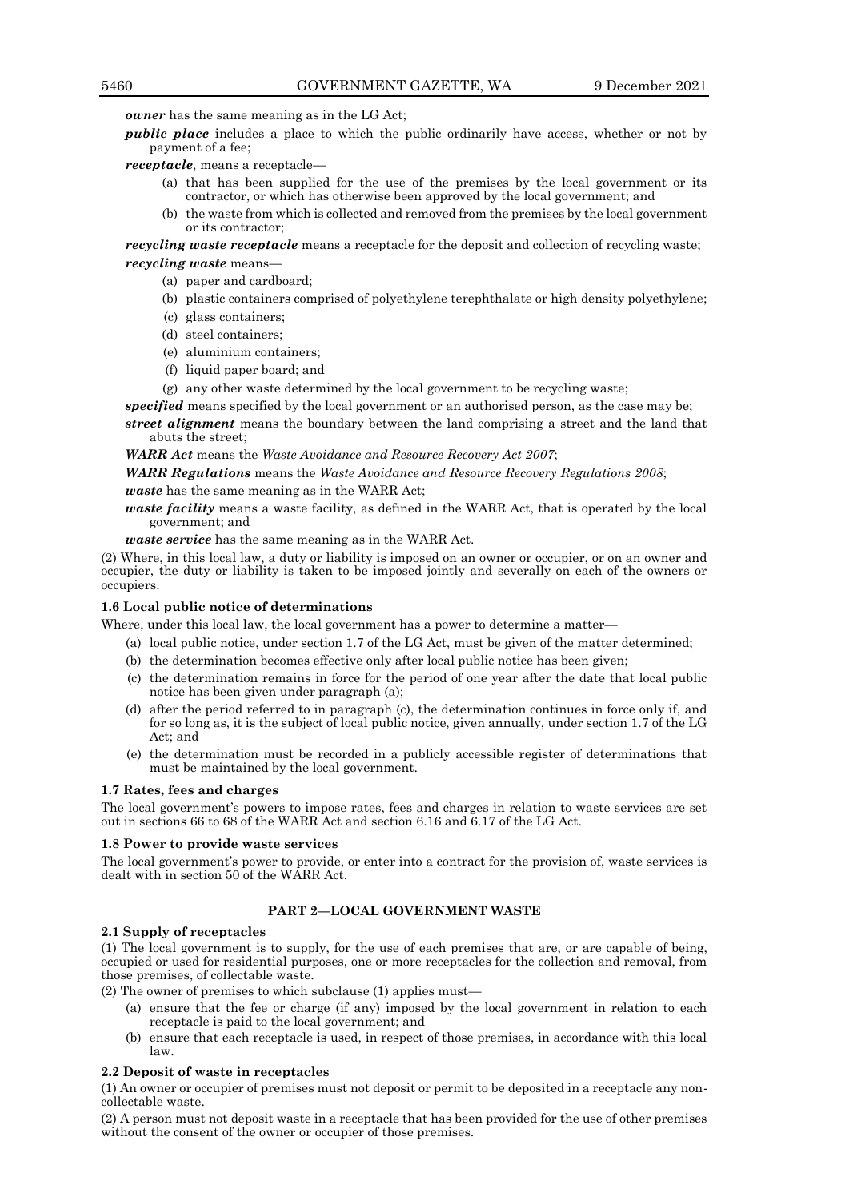***owner*** has the same meaning as in the LG Act;

***public place*** includes a place to which the public ordinarily have access, whether or not by payment of a fee;

***receptacle***, means a receptacle—

- (a) that has been supplied for the use of the premises by the local government or its contractor, or which has otherwise been approved by the local government; and
- (b) the waste from which is collected and removed from the premises by the local government or its contractor;

***recycling waste receptacle*** means a receptacle for the deposit and collection of recycling waste;

***recycling waste*** means—

- (a) paper and cardboard;
- (b) plastic containers comprised of polyethylene terephthalate or high density polyethylene;
- (c) glass containers;
- (d) steel containers;
- (e) aluminium containers;
- (f) liquid paper board; and
- (g) any other waste determined by the local government to be recycling waste;

***specified*** means specified by the local government or an authorised person, as the case may be;

***street alignment*** means the boundary between the land comprising a street and the land that abuts the street;

***WARR Act*** means the *Waste Avoidance and Resource Recovery Act 2007*;

***WARR Regulations*** means the *Waste Avoidance and Resource Recovery Regulations 2008*;

***waste*** has the same meaning as in the WARR Act;

***waste facility*** means a waste facility, as defined in the WARR Act, that is operated by the local government; and

***waste service*** has the same meaning as in the WARR Act.

(2) Where, in this local law, a duty or liability is imposed on an owner or occupier, or on an owner and occupier, the duty or liability is taken to be imposed jointly and severally on each of the owners or occupiers.

### 1.6 Local public notice of determinations

Where, under this local law, the local government has a power to determine a matter—

- (a) local public notice, under section 1.7 of the LG Act, must be given of the matter determined;
- (b) the determination becomes effective only after local public notice has been given;
- (c) the determination remains in force for the period of one year after the date that local public notice has been given under paragraph (a);
- (d) after the period referred to in paragraph (c), the determination continues in force only if, and for so long as, it is the subject of local public notice, given annually, under section 1.7 of the LG Act; and
- (e) the determination must be recorded in a publicly accessible register of determinations that must be maintained by the local government.

### 1.7 Rates, fees and charges

The local government's powers to impose rates, fees and charges in relation to waste services are set out in sections 66 to 68 of the WARR Act and section 6.16 and 6.17 of the LG Act.

### 1.8 Power to provide waste services

The local government's power to provide, or enter into a contract for the provision of, waste services is dealt with in section 50 of the WARR Act.

## PART 2—LOCAL GOVERNMENT WASTE

### 2.1 Supply of receptacles

(1) The local government is to supply, for the use of each premises that are, or are capable of being, occupied or used for residential purposes, one or more receptacles for the collection and removal, from those premises, of collectable waste.

(2) The owner of premises to which subclause (1) applies must—

- (a) ensure that the fee or charge (if any) imposed by the local government in relation to each receptacle is paid to the local government; and
- (b) ensure that each receptacle is used, in respect of those premises, in accordance with this local law.

### 2.2 Deposit of waste in receptacles

(1) An owner or occupier of premises must not deposit or permit to be deposited in a receptacle any non-collectable waste.

(2) A person must not deposit waste in a receptacle that has been provided for the use of other premises without the consent of the owner or occupier of those premises.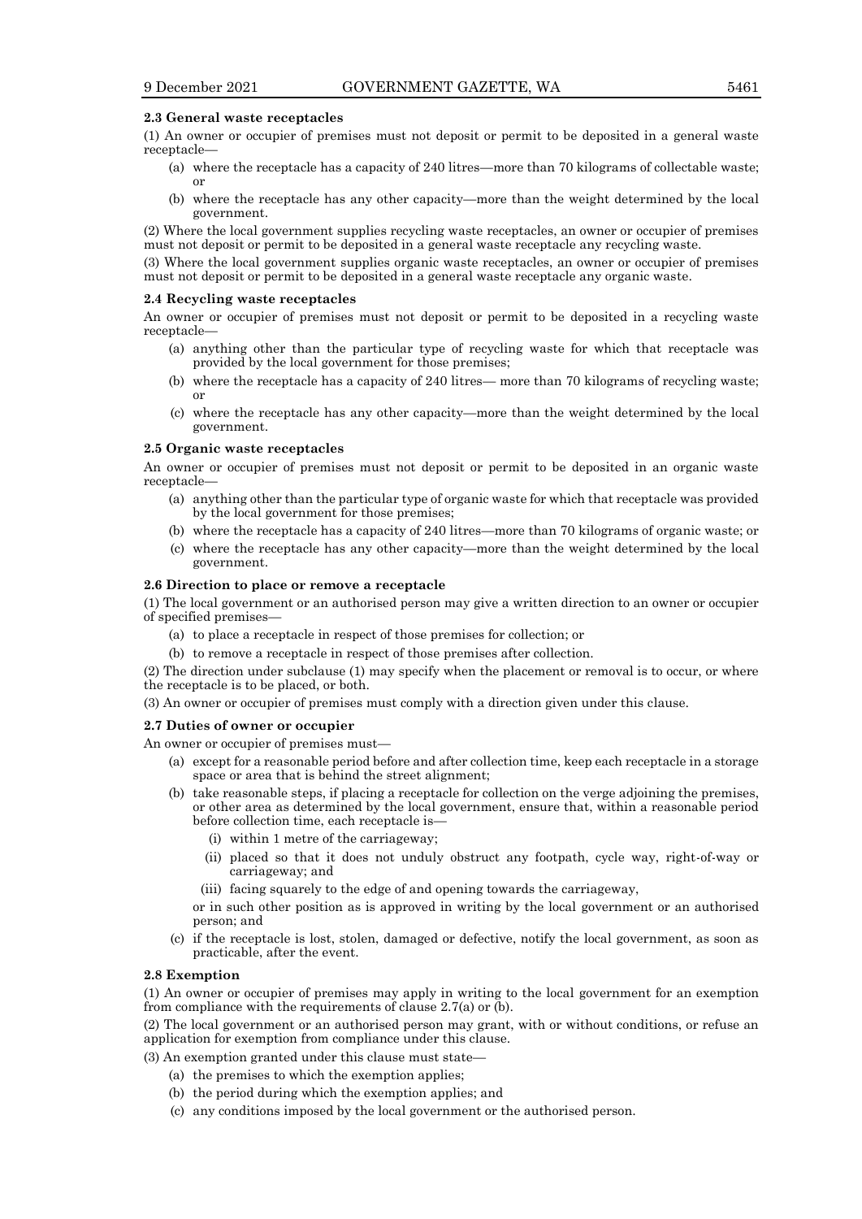**2.3 General waste receptacles**

(1) An owner or occupier of premises must not deposit or permit to be deposited in a general waste receptacle—

- (a) where the receptacle has a capacity of 240 litres—more than 70 kilograms of collectable waste; or
- (b) where the receptacle has any other capacity—more than the weight determined by the local government.

(2) Where the local government supplies recycling waste receptacles, an owner or occupier of premises must not deposit or permit to be deposited in a general waste receptacle any recycling waste.

(3) Where the local government supplies organic waste receptacles, an owner or occupier of premises must not deposit or permit to be deposited in a general waste receptacle any organic waste.

**2.4 Recycling waste receptacles**

An owner or occupier of premises must not deposit or permit to be deposited in a recycling waste receptacle—

- (a) anything other than the particular type of recycling waste for which that receptacle was provided by the local government for those premises;
- (b) where the receptacle has a capacity of 240 litres— more than 70 kilograms of recycling waste; or
- (c) where the receptacle has any other capacity—more than the weight determined by the local government.

**2.5 Organic waste receptacles**

An owner or occupier of premises must not deposit or permit to be deposited in an organic waste receptacle—

- (a) anything other than the particular type of organic waste for which that receptacle was provided by the local government for those premises;
- (b) where the receptacle has a capacity of 240 litres—more than 70 kilograms of organic waste; or
- (c) where the receptacle has any other capacity—more than the weight determined by the local government.

**2.6 Direction to place or remove a receptacle**

(1) The local government or an authorised person may give a written direction to an owner or occupier of specified premises—

- (a) to place a receptacle in respect of those premises for collection; or
- (b) to remove a receptacle in respect of those premises after collection.

(2) The direction under subclause (1) may specify when the placement or removal is to occur, or where the receptacle is to be placed, or both.

(3) An owner or occupier of premises must comply with a direction given under this clause.

**2.7 Duties of owner or occupier**

An owner or occupier of premises must—

- (a) except for a reasonable period before and after collection time, keep each receptacle in a storage space or area that is behind the street alignment;
- (b) take reasonable steps, if placing a receptacle for collection on the verge adjoining the premises, or other area as determined by the local government, ensure that, within a reasonable period before collection time, each receptacle is—
  - (i) within 1 metre of the carriageway;
  - (ii) placed so that it does not unduly obstruct any footpath, cycle way, right-of-way or carriageway; and
  - (iii) facing squarely to the edge of and opening towards the carriageway,

  or in such other position as is approved in writing by the local government or an authorised person; and
- (c) if the receptacle is lost, stolen, damaged or defective, notify the local government, as soon as practicable, after the event.

**2.8 Exemption**

(1) An owner or occupier of premises may apply in writing to the local government for an exemption from compliance with the requirements of clause 2.7(a) or (b).

(2) The local government or an authorised person may grant, with or without conditions, or refuse an application for exemption from compliance under this clause.

(3) An exemption granted under this clause must state—

- (a) the premises to which the exemption applies;
- (b) the period during which the exemption applies; and
- (c) any conditions imposed by the local government or the authorised person.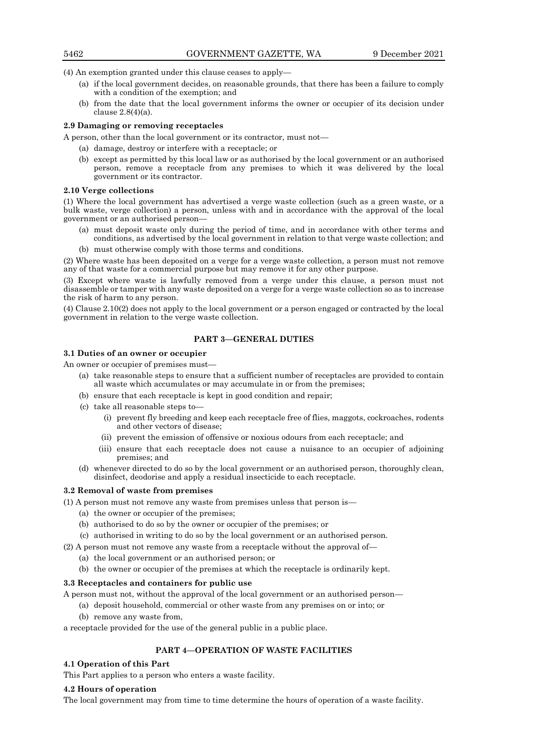(4) An exemption granted under this clause ceases to apply—

(a) if the local government decides, on reasonable grounds, that there has been a failure to comply with a condition of the exemption; and

(b) from the date that the local government informs the owner or occupier of its decision under clause 2.8(4)(a).

### 2.9 Damaging or removing receptacles

A person, other than the local government or its contractor, must not—

(a) damage, destroy or interfere with a receptacle; or

(b) except as permitted by this local law or as authorised by the local government or an authorised person, remove a receptacle from any premises to which it was delivered by the local government or its contractor.

### 2.10 Verge collections

(1) Where the local government has advertised a verge waste collection (such as a green waste, or a bulk waste, verge collection) a person, unless with and in accordance with the approval of the local government or an authorised person—

(a) must deposit waste only during the period of time, and in accordance with other terms and conditions, as advertised by the local government in relation to that verge waste collection; and

(b) must otherwise comply with those terms and conditions.

(2) Where waste has been deposited on a verge for a verge waste collection, a person must not remove any of that waste for a commercial purpose but may remove it for any other purpose.

(3) Except where waste is lawfully removed from a verge under this clause, a person must not disassemble or tamper with any waste deposited on a verge for a verge waste collection so as to increase the risk of harm to any person.

(4) Clause 2.10(2) does not apply to the local government or a person engaged or contracted by the local government in relation to the verge waste collection.

## PART 3—GENERAL DUTIES

### 3.1 Duties of an owner or occupier

An owner or occupier of premises must—

(a) take reasonable steps to ensure that a sufficient number of receptacles are provided to contain all waste which accumulates or may accumulate in or from the premises;

(b) ensure that each receptacle is kept in good condition and repair;

(c) take all reasonable steps to—

(i) prevent fly breeding and keep each receptacle free of flies, maggots, cockroaches, rodents and other vectors of disease;

(ii) prevent the emission of offensive or noxious odours from each receptacle; and

(iii) ensure that each receptacle does not cause a nuisance to an occupier of adjoining premises; and

(d) whenever directed to do so by the local government or an authorised person, thoroughly clean, disinfect, deodorise and apply a residual insecticide to each receptacle.

### 3.2 Removal of waste from premises

(1) A person must not remove any waste from premises unless that person is—

(a) the owner or occupier of the premises;

(b) authorised to do so by the owner or occupier of the premises; or

(c) authorised in writing to do so by the local government or an authorised person.

(2) A person must not remove any waste from a receptacle without the approval of—

(a) the local government or an authorised person; or

(b) the owner or occupier of the premises at which the receptacle is ordinarily kept.

### 3.3 Receptacles and containers for public use

A person must not, without the approval of the local government or an authorised person—

(a) deposit household, commercial or other waste from any premises on or into; or

(b) remove any waste from,

a receptacle provided for the use of the general public in a public place.

## PART 4—OPERATION OF WASTE FACILITIES

### 4.1 Operation of this Part

This Part applies to a person who enters a waste facility.

### 4.2 Hours of operation

The local government may from time to time determine the hours of operation of a waste facility.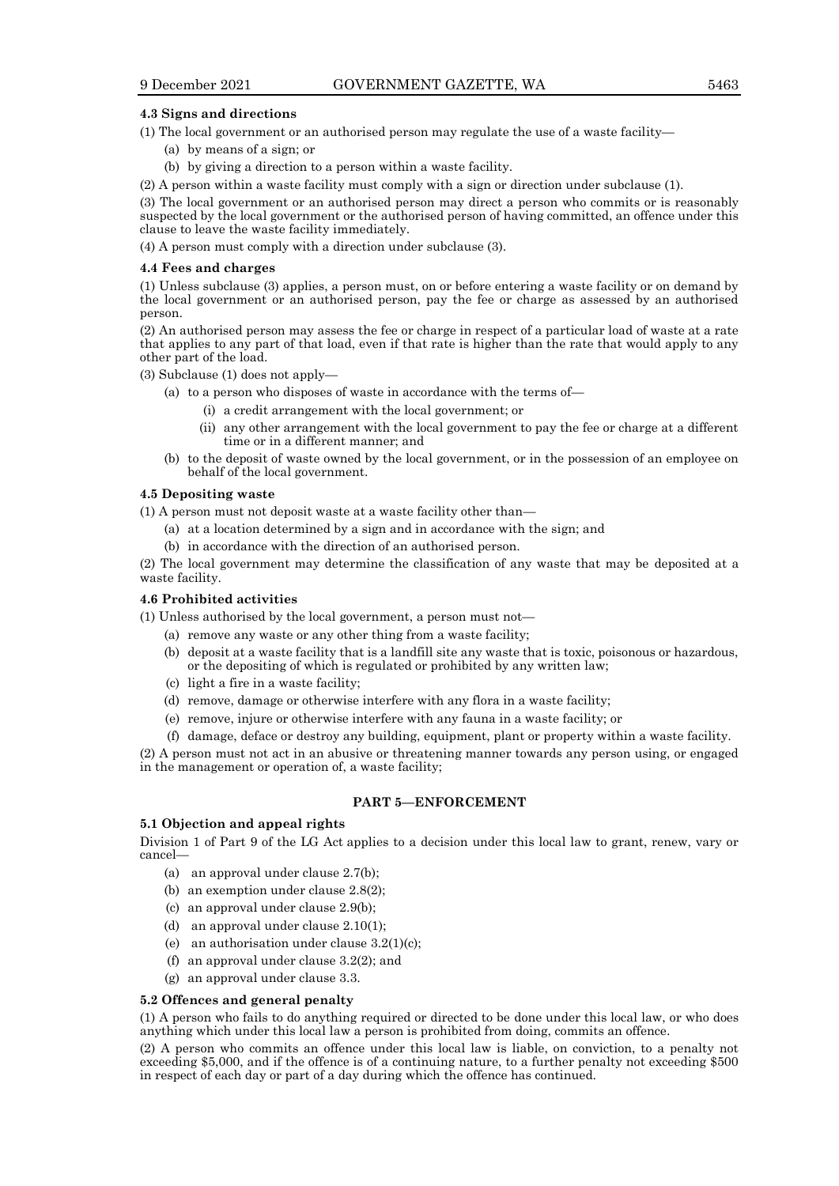### 4.3 Signs and directions

(1) The local government or an authorised person may regulate the use of a waste facility—

(a) by means of a sign; or

(b) by giving a direction to a person within a waste facility.

(2) A person within a waste facility must comply with a sign or direction under subclause (1).

(3) The local government or an authorised person may direct a person who commits or is reasonably suspected by the local government or the authorised person of having committed, an offence under this clause to leave the waste facility immediately.

(4) A person must comply with a direction under subclause (3).

### 4.4 Fees and charges

(1) Unless subclause (3) applies, a person must, on or before entering a waste facility or on demand by the local government or an authorised person, pay the fee or charge as assessed by an authorised person.

(2) An authorised person may assess the fee or charge in respect of a particular load of waste at a rate that applies to any part of that load, even if that rate is higher than the rate that would apply to any other part of the load.

(3) Subclause (1) does not apply—

(a) to a person who disposes of waste in accordance with the terms of—

(i) a credit arrangement with the local government; or

(ii) any other arrangement with the local government to pay the fee or charge at a different time or in a different manner; and

(b) to the deposit of waste owned by the local government, or in the possession of an employee on behalf of the local government.

### 4.5 Depositing waste

(1) A person must not deposit waste at a waste facility other than—

(a) at a location determined by a sign and in accordance with the sign; and

(b) in accordance with the direction of an authorised person.

(2) The local government may determine the classification of any waste that may be deposited at a waste facility.

### 4.6 Prohibited activities

(1) Unless authorised by the local government, a person must not—

(a) remove any waste or any other thing from a waste facility;

(b) deposit at a waste facility that is a landfill site any waste that is toxic, poisonous or hazardous, or the depositing of which is regulated or prohibited by any written law;

(c) light a fire in a waste facility;

(d) remove, damage or otherwise interfere with any flora in a waste facility;

(e) remove, injure or otherwise interfere with any fauna in a waste facility; or

(f) damage, deface or destroy any building, equipment, plant or property within a waste facility.

(2) A person must not act in an abusive or threatening manner towards any person using, or engaged in the management or operation of, a waste facility;

## PART 5—ENFORCEMENT

### 5.1 Objection and appeal rights

Division 1 of Part 9 of the LG Act applies to a decision under this local law to grant, renew, vary or cancel—

(a) an approval under clause 2.7(b);

(b) an exemption under clause 2.8(2);

(c) an approval under clause 2.9(b);

(d) an approval under clause 2.10(1);

(e) an authorisation under clause 3.2(1)(c);

(f) an approval under clause 3.2(2); and

(g) an approval under clause 3.3.

### 5.2 Offences and general penalty

(1) A person who fails to do anything required or directed to be done under this local law, or who does anything which under this local law a person is prohibited from doing, commits an offence.

(2) A person who commits an offence under this local law is liable, on conviction, to a penalty not exceeding $5,000, and if the offence is of a continuing nature, to a further penalty not exceeding $500 in respect of each day or part of a day during which the offence has continued.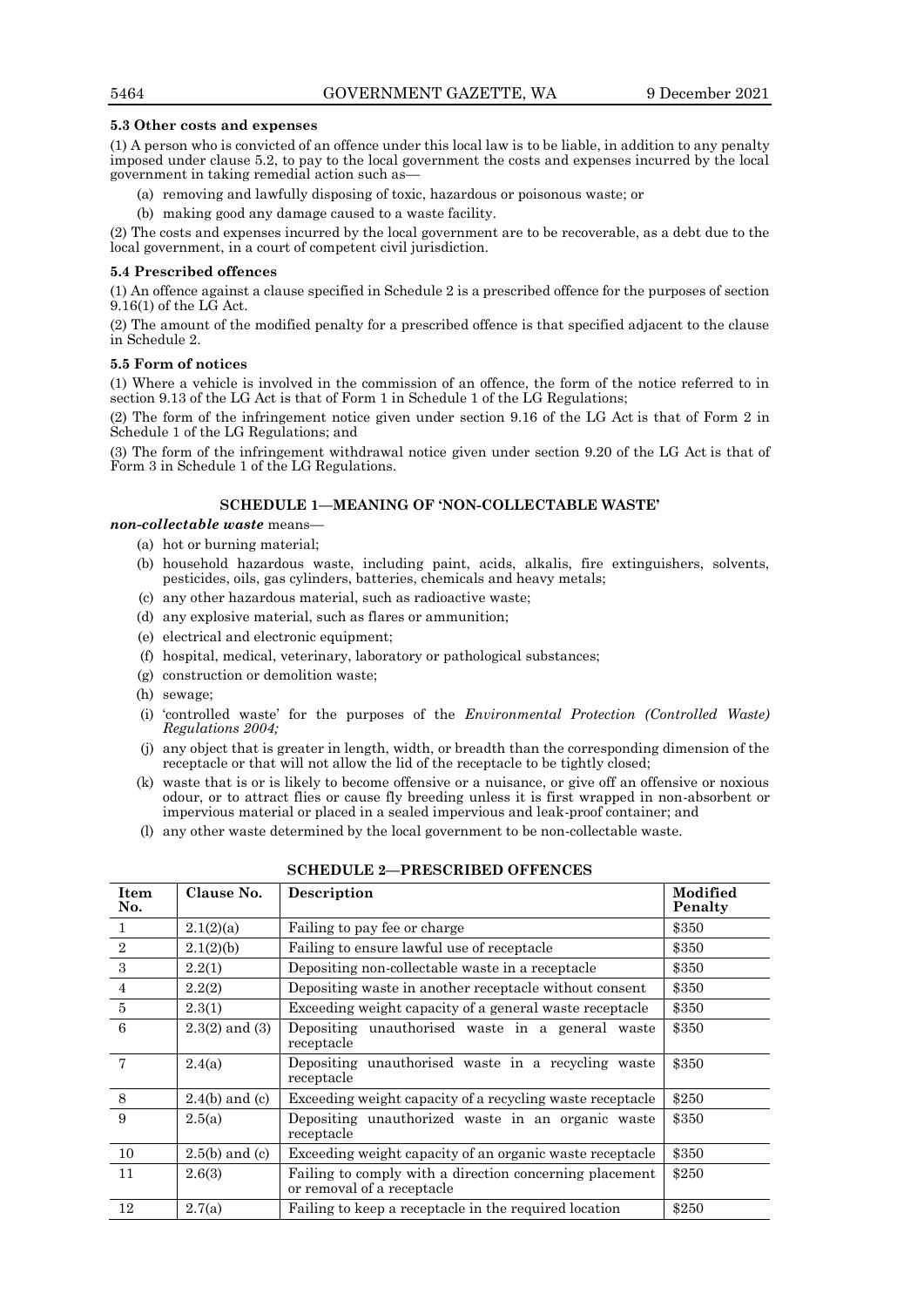### 5.3 Other costs and expenses

(1) A person who is convicted of an offence under this local law is to be liable, in addition to any penalty imposed under clause 5.2, to pay to the local government the costs and expenses incurred by the local government in taking remedial action such as—

- (a) removing and lawfully disposing of toxic, hazardous or poisonous waste; or
- (b) making good any damage caused to a waste facility.

(2) The costs and expenses incurred by the local government are to be recoverable, as a debt due to the local government, in a court of competent civil jurisdiction.

### 5.4 Prescribed offences

(1) An offence against a clause specified in Schedule 2 is a prescribed offence for the purposes of section 9.16(1) of the LG Act.

(2) The amount of the modified penalty for a prescribed offence is that specified adjacent to the clause in Schedule 2.

### 5.5 Form of notices

(1) Where a vehicle is involved in the commission of an offence, the form of the notice referred to in section 9.13 of the LG Act is that of Form 1 in Schedule 1 of the LG Regulations;

(2) The form of the infringement notice given under section 9.16 of the LG Act is that of Form 2 in Schedule 1 of the LG Regulations; and

(3) The form of the infringement withdrawal notice given under section 9.20 of the LG Act is that of Form 3 in Schedule 1 of the LG Regulations.

## SCHEDULE 1—MEANING OF 'NON-COLLECTABLE WASTE'

***non-collectable waste*** means—

- (a) hot or burning material;
- (b) household hazardous waste, including paint, acids, alkalis, fire extinguishers, solvents, pesticides, oils, gas cylinders, batteries, chemicals and heavy metals;
- (c) any other hazardous material, such as radioactive waste;
- (d) any explosive material, such as flares or ammunition;
- (e) electrical and electronic equipment;
- (f) hospital, medical, veterinary, laboratory or pathological substances;
- (g) construction or demolition waste;
- (h) sewage;
- (i) 'controlled waste' for the purposes of the *Environmental Protection (Controlled Waste) Regulations 2004;*
- (j) any object that is greater in length, width, or breadth than the corresponding dimension of the receptacle or that will not allow the lid of the receptacle to be tightly closed;
- (k) waste that is or is likely to become offensive or a nuisance, or give off an offensive or noxious odour, or to attract flies or cause fly breeding unless it is first wrapped in non-absorbent or impervious material or placed in a sealed impervious and leak-proof container; and
- (l) any other waste determined by the local government to be non-collectable waste.

## SCHEDULE 2—PRESCRIBED OFFENCES

| Item No. | Clause No. | Description | Modified Penalty |
|---|---|---|---|
| 1 | 2.1(2)(a) | Failing to pay fee or charge | $350 |
| 2 | 2.1(2)(b) | Failing to ensure lawful use of receptacle | $350 |
| 3 | 2.2(1) | Depositing non-collectable waste in a receptacle | $350 |
| 4 | 2.2(2) | Depositing waste in another receptacle without consent | $350 |
| 5 | 2.3(1) | Exceeding weight capacity of a general waste receptacle | $350 |
| 6 | 2.3(2) and (3) | Depositing unauthorised waste in a general waste receptacle | $350 |
| 7 | 2.4(a) | Depositing unauthorised waste in a recycling waste receptacle | $350 |
| 8 | 2.4(b) and (c) | Exceeding weight capacity of a recycling waste receptacle | $250 |
| 9 | 2.5(a) | Depositing unauthorized waste in an organic waste receptacle | $350 |
| 10 | 2.5(b) and (c) | Exceeding weight capacity of an organic waste receptacle | $350 |
| 11 | 2.6(3) | Failing to comply with a direction concerning placement or removal of a receptacle | $250 |
| 12 | 2.7(a) | Failing to keep a receptacle in the required location | $250 |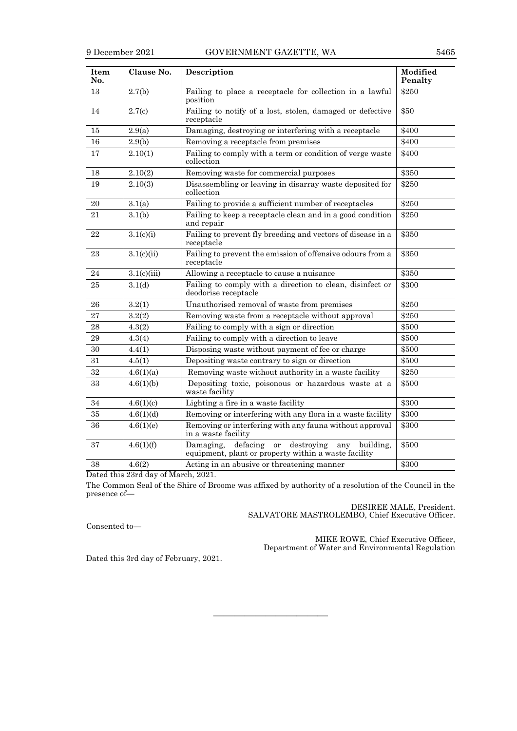| Item No. | Clause No. | Description | Modified Penalty |
|---|---|---|---|
| 13 | 2.7(b) | Failing to place a receptacle for collection in a lawful position | $250 |
| 14 | 2.7(c) | Failing to notify of a lost, stolen, damaged or defective receptacle | $50 |
| 15 | 2.9(a) | Damaging, destroying or interfering with a receptacle | $400 |
| 16 | 2.9(b) | Removing a receptacle from premises | $400 |
| 17 | 2.10(1) | Failing to comply with a term or condition of verge waste collection | $400 |
| 18 | 2.10(2) | Removing waste for commercial purposes | $350 |
| 19 | 2.10(3) | Disassembling or leaving in disarray waste deposited for collection | $250 |
| 20 | 3.1(a) | Failing to provide a sufficient number of receptacles | $250 |
| 21 | 3.1(b) | Failing to keep a receptacle clean and in a good condition and repair | $250 |
| 22 | 3.1(c)(i) | Failing to prevent fly breeding and vectors of disease in a receptacle | $350 |
| 23 | 3.1(c)(ii) | Failing to prevent the emission of offensive odours from a receptacle | $350 |
| 24 | 3.1(c)(iii) | Allowing a receptacle to cause a nuisance | $350 |
| 25 | 3.1(d) | Failing to comply with a direction to clean, disinfect or deodorise receptacle | $300 |
| 26 | 3.2(1) | Unauthorised removal of waste from premises | $250 |
| 27 | 3.2(2) | Removing waste from a receptacle without approval | $250 |
| 28 | 4.3(2) | Failing to comply with a sign or direction | $500 |
| 29 | 4.3(4) | Failing to comply with a direction to leave | $500 |
| 30 | 4.4(1) | Disposing waste without payment of fee or charge | $500 |
| 31 | 4.5(1) | Depositing waste contrary to sign or direction | $500 |
| 32 | 4.6(1)(a) | Removing waste without authority in a waste facility | $250 |
| 33 | 4.6(1)(b) | Depositing toxic, poisonous or hazardous waste at a waste facility | $500 |
| 34 | 4.6(1)(c) | Lighting a fire in a waste facility | $300 |
| 35 | 4.6(1)(d) | Removing or interfering with any flora in a waste facility | $300 |
| 36 | 4.6(1)(e) | Removing or interfering with any fauna without approval in a waste facility | $300 |
| 37 | 4.6(1)(f) | Damaging, defacing or destroying any building, equipment, plant or property within a waste facility | $500 |
| 38 | 4.6(2) | Acting in an abusive or threatening manner | $300 |

Dated this 23rd day of March, 2021.

The Common Seal of the Shire of Broome was affixed by authority of a resolution of the Council in the presence of—

DESIREE MALE, President.
SALVATORE MASTROLEMBO, Chief Executive Officer.

Consented to—

MIKE ROWE, Chief Executive Officer,
Department of Water and Environmental Regulation

Dated this 3rd day of February, 2021.

---